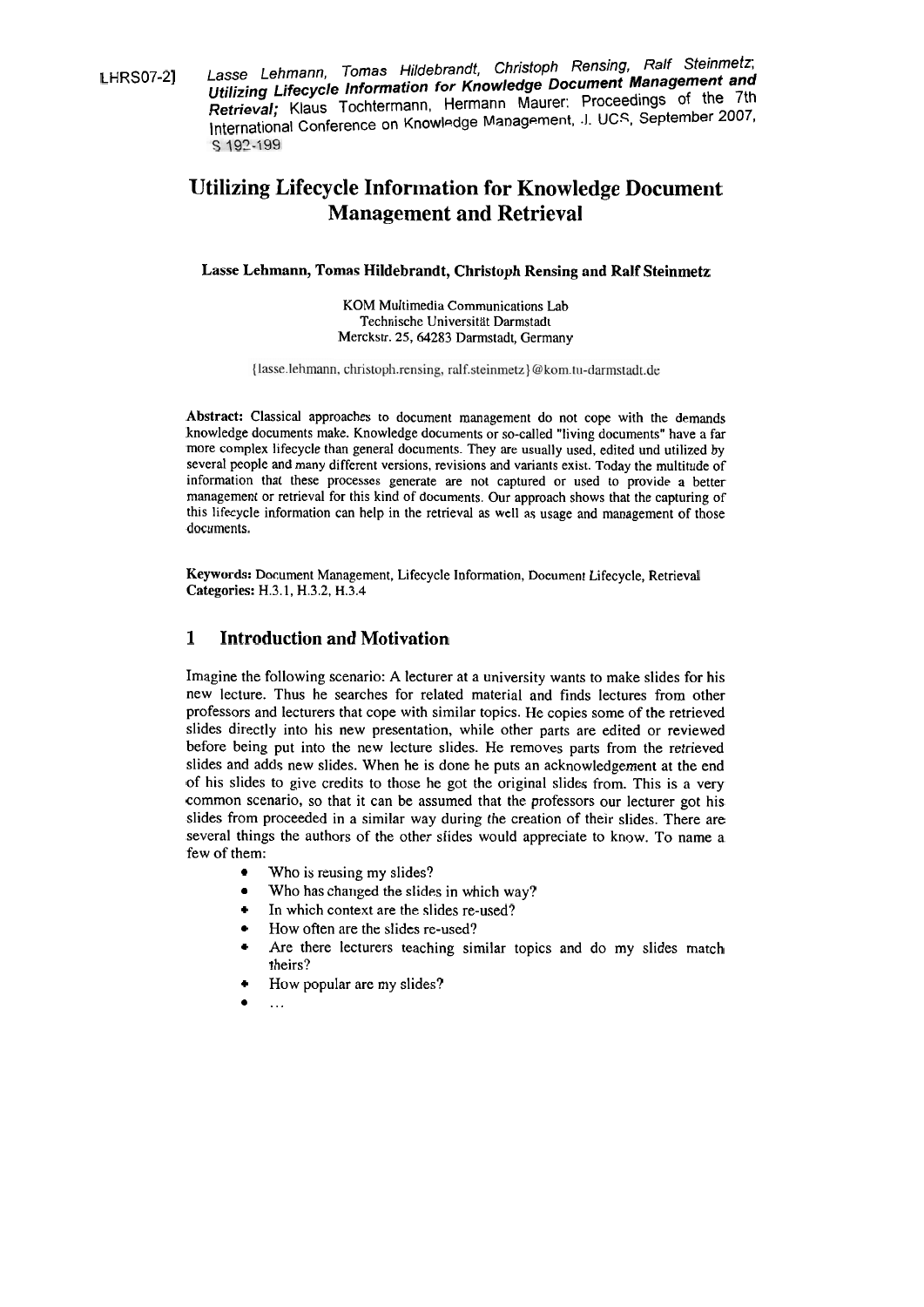[LHRS07-2] *Lasse Lehmann, Tomas Hildebrandt, Christoph Rensing, Ralf Steinmetz; **Utilizing Lifecycle Information for Knowledge Document Management and Retrieval;*** Klaus Tochtermann, Hermann Maurer: Proceedings of the 7th International Conference on Knowledge Management, J. UCS, September 2007, S 192-199

# Utilizing Lifecycle Information for Knowledge Document Management and Retrieval

**Lasse Lehmann, Tomas Hildebrandt, Christoph Rensing and Ralf Steinmetz**

KOM Multimedia Communications Lab
Technische Universität Darmstadt
Merckstr. 25, 64283 Darmstadt, Germany

{lasse.lehmann, christoph.rensing, ralf.steinmetz}@kom.tu-darmstadt.de

**Abstract:** Classical approaches to document management do not cope with the demands knowledge documents make. Knowledge documents or so-called "living documents" have a far more complex lifecycle than general documents. They are usually used, edited und utilized by several people and many different versions, revisions and variants exist. Today the multitude of information that these processes generate are not captured or used to provide a better management or retrieval for this kind of documents. Our approach shows that the capturing of this lifecycle information can help in the retrieval as well as usage and management of those documents.

**Keywords:** Document Management, Lifecycle Information, Document Lifecycle, Retrieval
**Categories:** H.3.1, H.3.2, H.3.4

## 1 Introduction and Motivation

Imagine the following scenario: A lecturer at a university wants to make slides for his new lecture. Thus he searches for related material and finds lectures from other professors and lecturers that cope with similar topics. He copies some of the retrieved slides directly into his new presentation, while other parts are edited or reviewed before being put into the new lecture slides. He removes parts from the retrieved slides and adds new slides. When he is done he puts an acknowledgement at the end of his slides to give credits to those he got the original slides from. This is a very common scenario, so that it can be assumed that the professors our lecturer got his slides from proceeded in a similar way during the creation of their slides. There are several things the authors of the other slides would appreciate to know. To name a few of them:

- Who is reusing my slides?
- Who has changed the slides in which way?
- In which context are the slides re-used?
- How often are the slides re-used?
- Are there lecturers teaching similar topics and do my slides match theirs?
- How popular are my slides?
- ...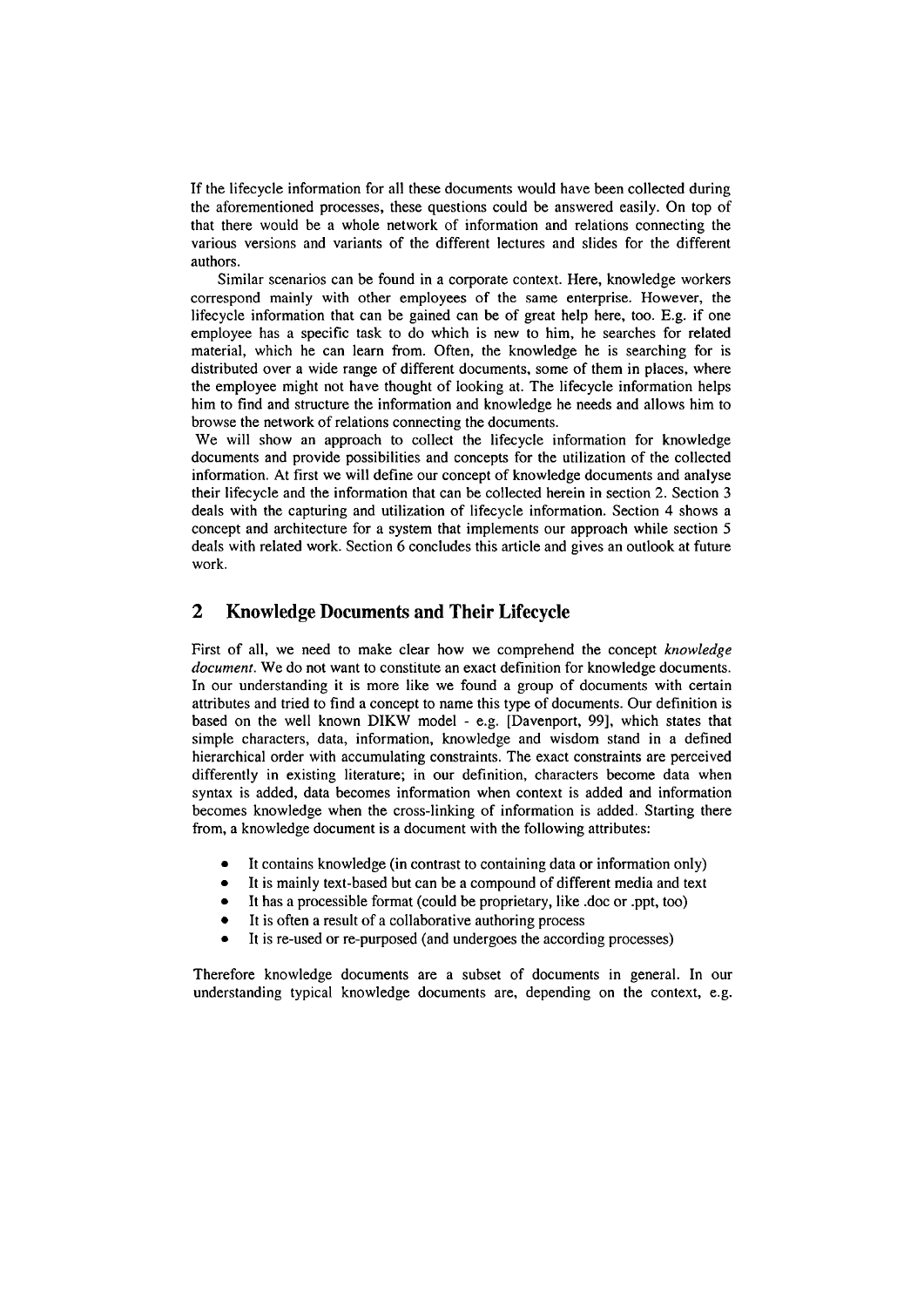If the lifecycle information for all these documents would have been collected during the aforementioned processes, these questions could be answered easily. On top of that there would be a whole network of information and relations connecting the various versions and variants of the different lectures and slides for the different authors.

Similar scenarios can be found in a corporate context. Here, knowledge workers correspond mainly with other employees of the same enterprise. However, the lifecycle information that can be gained can be of great help here, too. E.g. if one employee has a specific task to do which is new to him, he searches for related material, which he can learn from. Often, the knowledge he is searching for is distributed over a wide range of different documents, some of them in places, where the employee might not have thought of looking at. The lifecycle information helps him to find and structure the information and knowledge he needs and allows him to browse the network of relations connecting the documents.

We will show an approach to collect the lifecycle information for knowledge documents and provide possibilities and concepts for the utilization of the collected information. At first we will define our concept of knowledge documents and analyse their lifecycle and the information that can be collected herein in section 2. Section 3 deals with the capturing and utilization of lifecycle information. Section 4 shows a concept and architecture for a system that implements our approach while section 5 deals with related work. Section 6 concludes this article and gives an outlook at future work.

## 2 Knowledge Documents and Their Lifecycle

First of all, we need to make clear how we comprehend the concept *knowledge document*. We do not want to constitute an exact definition for knowledge documents. In our understanding it is more like we found a group of documents with certain attributes and tried to find a concept to name this type of documents. Our definition is based on the well known DIKW model - e.g. [Davenport, 99], which states that simple characters, data, information, knowledge and wisdom stand in a defined hierarchical order with accumulating constraints. The exact constraints are perceived differently in existing literature; in our definition, characters become data when syntax is added, data becomes information when context is added and information becomes knowledge when the cross-linking of information is added. Starting there from, a knowledge document is a document with the following attributes:

- It contains knowledge (in contrast to containing data or information only)
- It is mainly text-based but can be a compound of different media and text
- It has a processible format (could be proprietary, like .doc or .ppt, too)
- It is often a result of a collaborative authoring process
- It is re-used or re-purposed (and undergoes the according processes)

Therefore knowledge documents are a subset of documents in general. In our understanding typical knowledge documents are, depending on the context, e.g.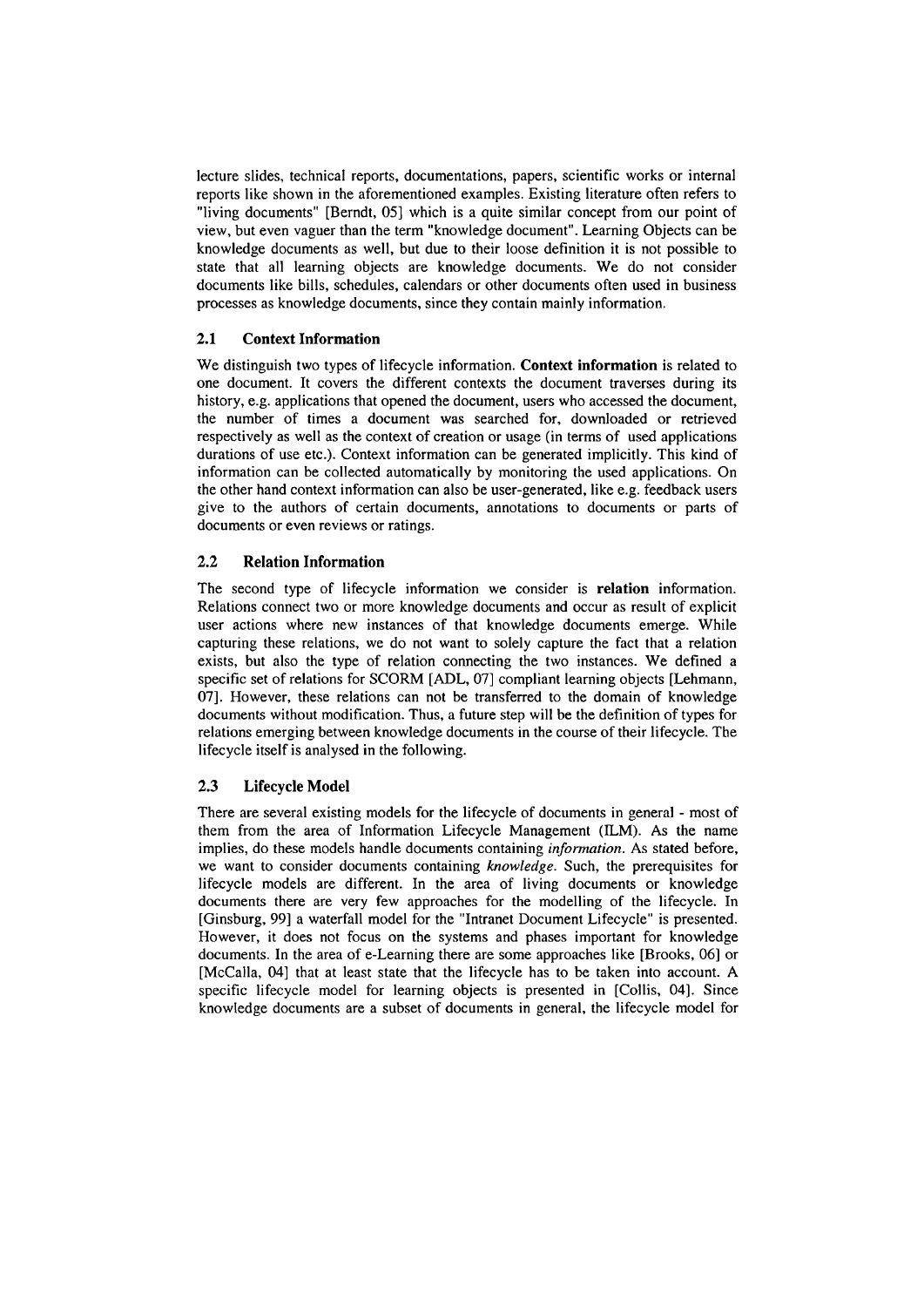lecture slides, technical reports, documentations, papers, scientific works or internal reports like shown in the aforementioned examples. Existing literature often refers to "living documents" [Berndt, 05] which is a quite similar concept from our point of view, but even vaguer than the term "knowledge document". Learning Objects can be knowledge documents as well, but due to their loose definition it is not possible to state that all learning objects are knowledge documents. We do not consider documents like bills, schedules, calendars or other documents often used in business processes as knowledge documents, since they contain mainly information.

### 2.1 Context Information

We distinguish two types of lifecycle information. **Context information** is related to one document. It covers the different contexts the document traverses during its history, e.g. applications that opened the document, users who accessed the document, the number of times a document was searched for, downloaded or retrieved respectively as well as the context of creation or usage (in terms of used applications durations of use etc.). Context information can be generated implicitly. This kind of information can be collected automatically by monitoring the used applications. On the other hand context information can also be user-generated, like e.g. feedback users give to the authors of certain documents, annotations to documents or parts of documents or even reviews or ratings.

### 2.2 Relation Information

The second type of lifecycle information we consider is **relation** information. Relations connect two or more knowledge documents and occur as result of explicit user actions where new instances of that knowledge documents emerge. While capturing these relations, we do not want to solely capture the fact that a relation exists, but also the type of relation connecting the two instances. We defined a specific set of relations for SCORM [ADL, 07] compliant learning objects [Lehmann, 07]. However, these relations can not be transferred to the domain of knowledge documents without modification. Thus, a future step will be the definition of types for relations emerging between knowledge documents in the course of their lifecycle. The lifecycle itself is analysed in the following.

### 2.3 Lifecycle Model

There are several existing models for the lifecycle of documents in general - most of them from the area of Information Lifecycle Management (ILM). As the name implies, do these models handle documents containing *information*. As stated before, we want to consider documents containing *knowledge*. Such, the prerequisites for lifecycle models are different. In the area of living documents or knowledge documents there are very few approaches for the modelling of the lifecycle. In [Ginsburg, 99] a waterfall model for the "Intranet Document Lifecycle" is presented. However, it does not focus on the systems and phases important for knowledge documents. In the area of e-Learning there are some approaches like [Brooks, 06] or [McCalla, 04] that at least state that the lifecycle has to be taken into account. A specific lifecycle model for learning objects is presented in [Collis, 04]. Since knowledge documents are a subset of documents in general, the lifecycle model for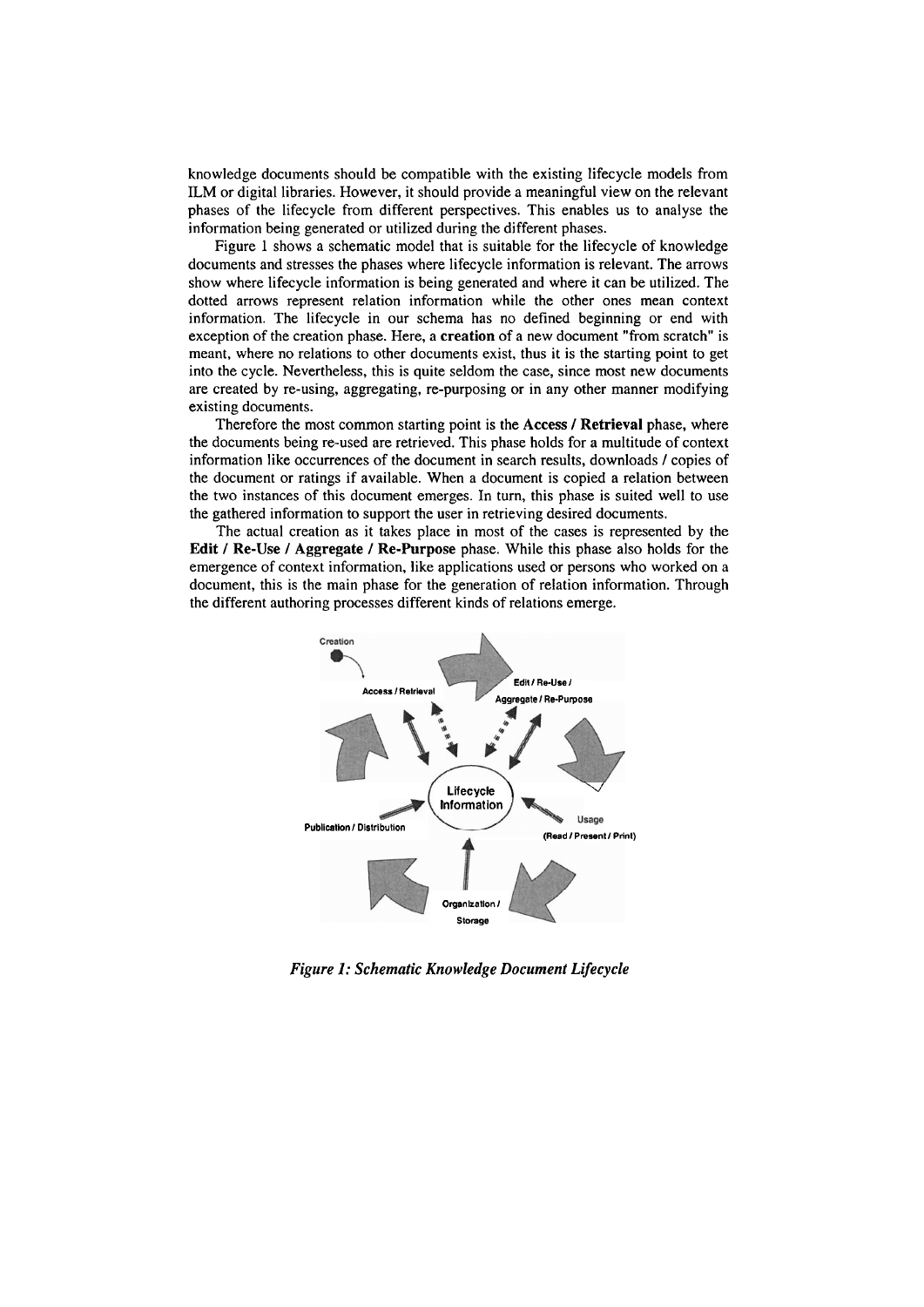knowledge documents should be compatible with the existing lifecycle models from ILM or digital libraries. However, it should provide a meaningful view on the relevant phases of the lifecycle from different perspectives. This enables us to analyse the information being generated or utilized during the different phases.

Figure 1 shows a schematic model that is suitable for the lifecycle of knowledge documents and stresses the phases where lifecycle information is relevant. The arrows show where lifecycle information is being generated and where it can be utilized. The dotted arrows represent relation information while the other ones mean context information. The lifecycle in our schema has no defined beginning or end with exception of the creation phase. Here, a **creation** of a new document "from scratch" is meant, where no relations to other documents exist, thus it is the starting point to get into the cycle. Nevertheless, this is quite seldom the case, since most new documents are created by re-using, aggregating, re-purposing or in any other manner modifying existing documents.

Therefore the most common starting point is the **Access / Retrieval** phase, where the documents being re-used are retrieved. This phase holds for a multitude of context information like occurrences of the document in search results, downloads / copies of the document or ratings if available. When a document is copied a relation between the two instances of this document emerges. In turn, this phase is suited well to use the gathered information to support the user in retrieving desired documents.

The actual creation as it takes place in most of the cases is represented by the **Edit / Re-Use / Aggregate / Re-Purpose** phase. While this phase also holds for the emergence of context information, like applications used or persons who worked on a document, this is the main phase for the generation of relation information. Through the different authoring processes different kinds of relations emerge.

*Figure 1: Schematic Knowledge Document Lifecycle*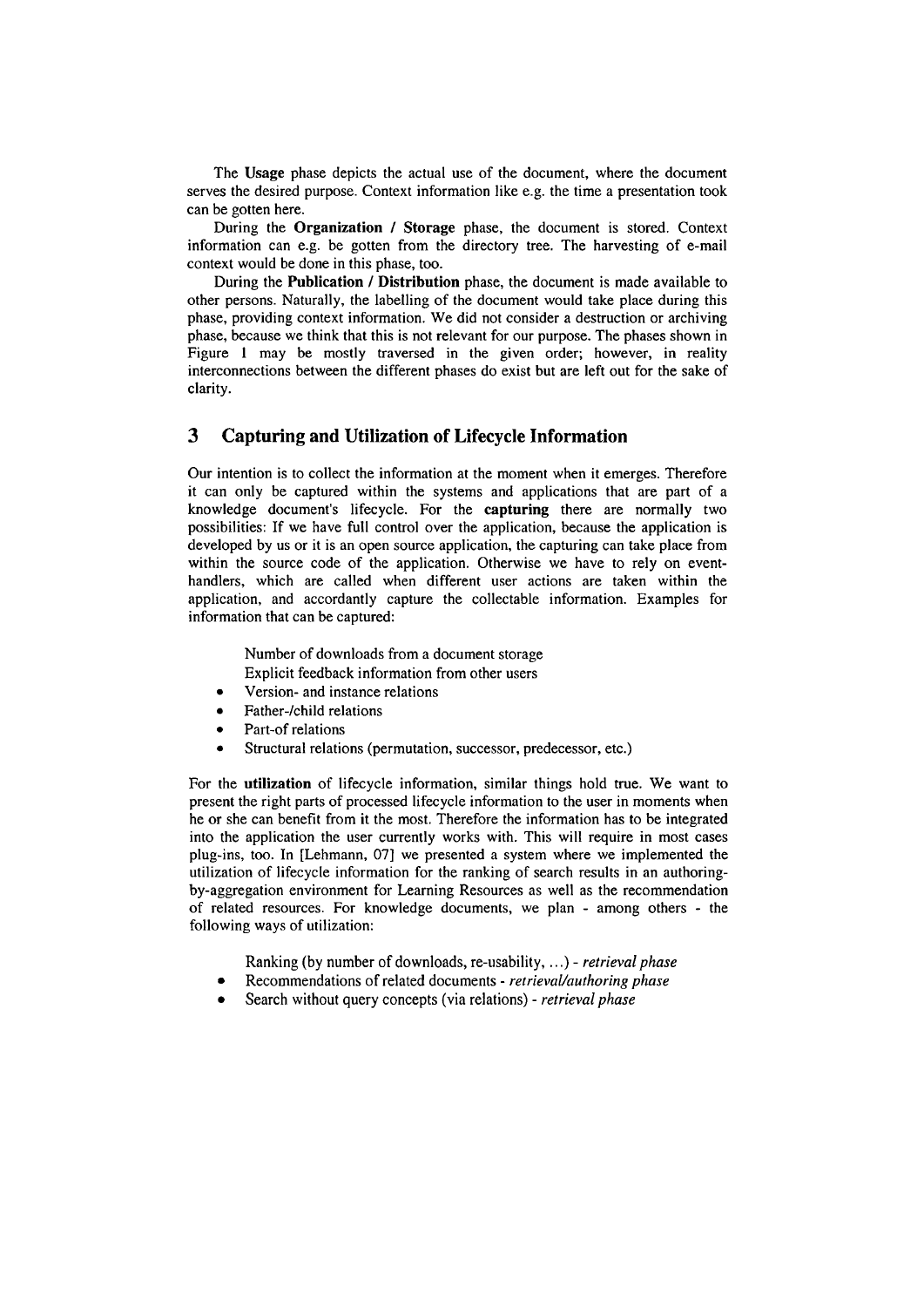The **Usage** phase depicts the actual use of the document, where the document serves the desired purpose. Context information like e.g. the time a presentation took can be gotten here.

During the **Organization / Storage** phase, the document is stored. Context information can e.g. be gotten from the directory tree. The harvesting of e-mail context would be done in this phase, too.

During the **Publication / Distribution** phase, the document is made available to other persons. Naturally, the labelling of the document would take place during this phase, providing context information. We did not consider a destruction or archiving phase, because we think that this is not relevant for our purpose. The phases shown in Figure 1 may be mostly traversed in the given order; however, in reality interconnections between the different phases do exist but are left out for the sake of clarity.

## 3 Capturing and Utilization of Lifecycle Information

Our intention is to collect the information at the moment when it emerges. Therefore it can only be captured within the systems and applications that are part of a knowledge document's lifecycle. For the **capturing** there are normally two possibilities: If we have full control over the application, because the application is developed by us or it is an open source application, the capturing can take place from within the source code of the application. Otherwise we have to rely on event-handlers, which are called when different user actions are taken within the application, and accordantly capture the collectable information. Examples for information that can be captured:

- Number of downloads from a document storage
- Explicit feedback information from other users
- Version- and instance relations
- Father-/child relations
- Part-of relations
- Structural relations (permutation, successor, predecessor, etc.)

For the **utilization** of lifecycle information, similar things hold true. We want to present the right parts of processed lifecycle information to the user in moments when he or she can benefit from it the most. Therefore the information has to be integrated into the application the user currently works with. This will require in most cases plug-ins, too. In [Lehmann, 07] we presented a system where we implemented the utilization of lifecycle information for the ranking of search results in an authoring-by-aggregation environment for Learning Resources as well as the recommendation of related resources. For knowledge documents, we plan - among others - the following ways of utilization:

- Ranking (by number of downloads, re-usability, ...) - *retrieval phase*
- Recommendations of related documents - *retrieval/authoring phase*
- Search without query concepts (via relations) - *retrieval phase*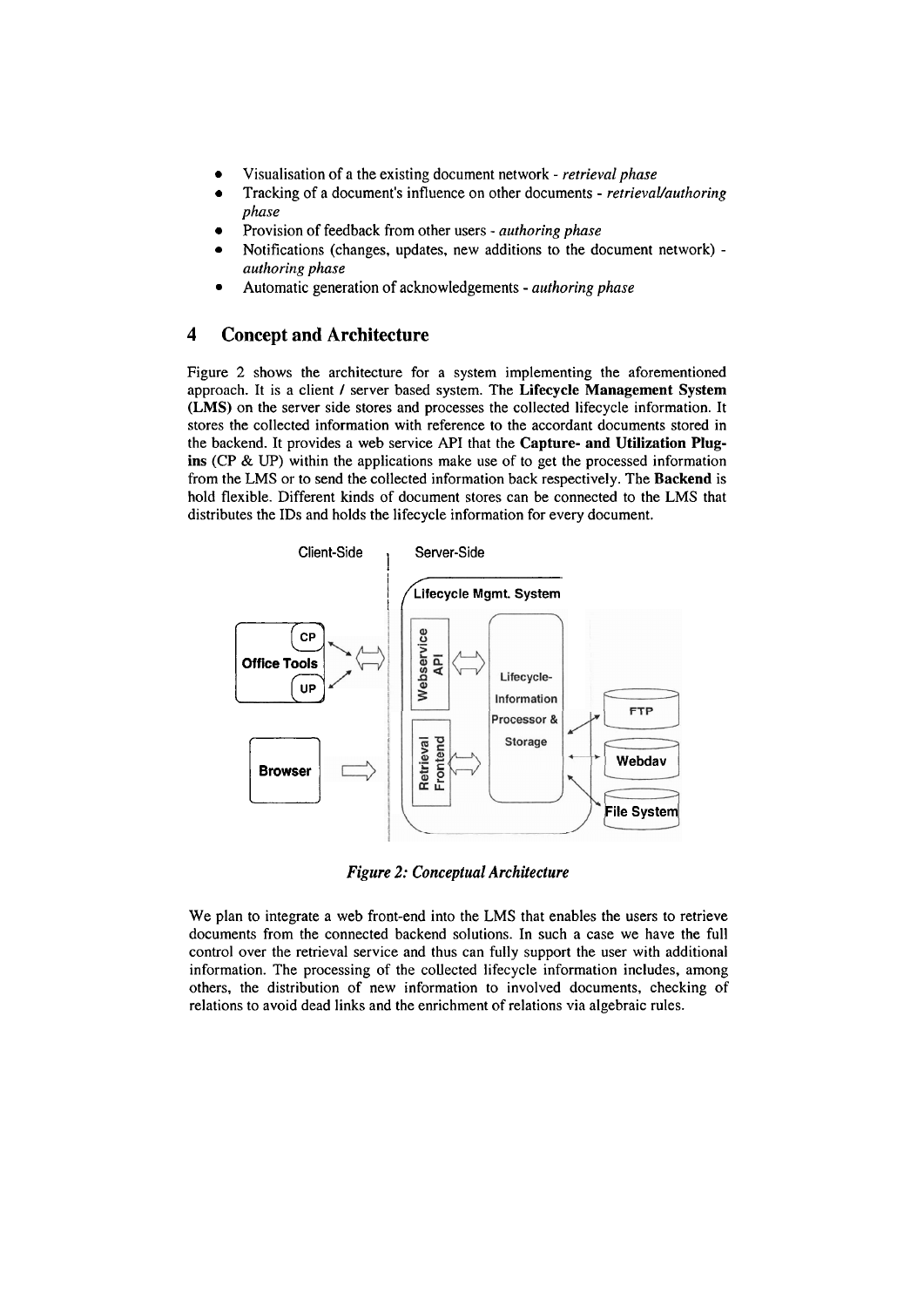- Visualisation of a the existing document network - *retrieval phase*
- Tracking of a document's influence on other documents - *retrieval/authoring phase*
- Provision of feedback from other users - *authoring phase*
- Notifications (changes, updates, new additions to the document network) - *authoring phase*
- Automatic generation of acknowledgements - *authoring phase*

## 4 Concept and Architecture

Figure 2 shows the architecture for a system implementing the aforementioned approach. It is a client / server based system. The **Lifecycle Management System (LMS)** on the server side stores and processes the collected lifecycle information. It stores the collected information with reference to the accordant documents stored in the backend. It provides a web service API that the **Capture- and Utilization Plug-ins** (CP & UP) within the applications make use of to get the processed information from the LMS or to send the collected information back respectively. The **Backend** is hold flexible. Different kinds of document stores can be connected to the LMS that distributes the IDs and holds the lifecycle information for every document.

*Figure 2: Conceptual Architecture*

We plan to integrate a web front-end into the LMS that enables the users to retrieve documents from the connected backend solutions. In such a case we have the full control over the retrieval service and thus can fully support the user with additional information. The processing of the collected lifecycle information includes, among others, the distribution of new information to involved documents, checking of relations to avoid dead links and the enrichment of relations via algebraic rules.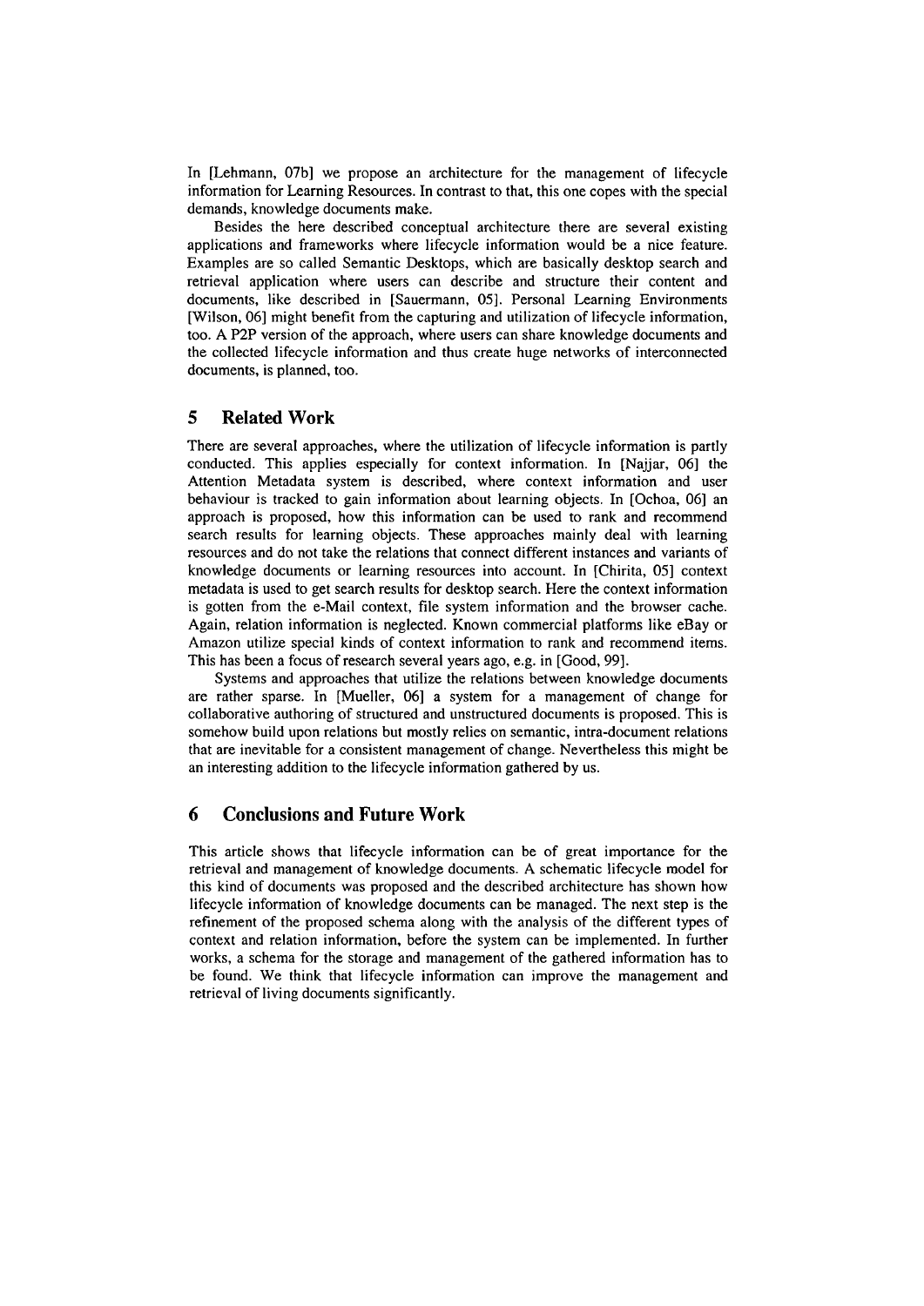In [Lehmann, 07b] we propose an architecture for the management of lifecycle information for Learning Resources. In contrast to that, this one copes with the special demands, knowledge documents make.

Besides the here described conceptual architecture there are several existing applications and frameworks where lifecycle information would be a nice feature. Examples are so called Semantic Desktops, which are basically desktop search and retrieval application where users can describe and structure their content and documents, like described in [Sauermann, 05]. Personal Learning Environments [Wilson, 06] might benefit from the capturing and utilization of lifecycle information, too. A P2P version of the approach, where users can share knowledge documents and the collected lifecycle information and thus create huge networks of interconnected documents, is planned, too.

## 5 Related Work

There are several approaches, where the utilization of lifecycle information is partly conducted. This applies especially for context information. In [Najjar, 06] the Attention Metadata system is described, where context information and user behaviour is tracked to gain information about learning objects. In [Ochoa, 06] an approach is proposed, how this information can be used to rank and recommend search results for learning objects. These approaches mainly deal with learning resources and do not take the relations that connect different instances and variants of knowledge documents or learning resources into account. In [Chirita, 05] context metadata is used to get search results for desktop search. Here the context information is gotten from the e-Mail context, file system information and the browser cache. Again, relation information is neglected. Known commercial platforms like eBay or Amazon utilize special kinds of context information to rank and recommend items. This has been a focus of research several years ago, e.g. in [Good, 99].

Systems and approaches that utilize the relations between knowledge documents are rather sparse. In [Mueller, 06] a system for a management of change for collaborative authoring of structured and unstructured documents is proposed. This is somehow build upon relations but mostly relies on semantic, intra-document relations that are inevitable for a consistent management of change. Nevertheless this might be an interesting addition to the lifecycle information gathered by us.

## 6 Conclusions and Future Work

This article shows that lifecycle information can be of great importance for the retrieval and management of knowledge documents. A schematic lifecycle model for this kind of documents was proposed and the described architecture has shown how lifecycle information of knowledge documents can be managed. The next step is the refinement of the proposed schema along with the analysis of the different types of context and relation information, before the system can be implemented. In further works, a schema for the storage and management of the gathered information has to be found. We think that lifecycle information can improve the management and retrieval of living documents significantly.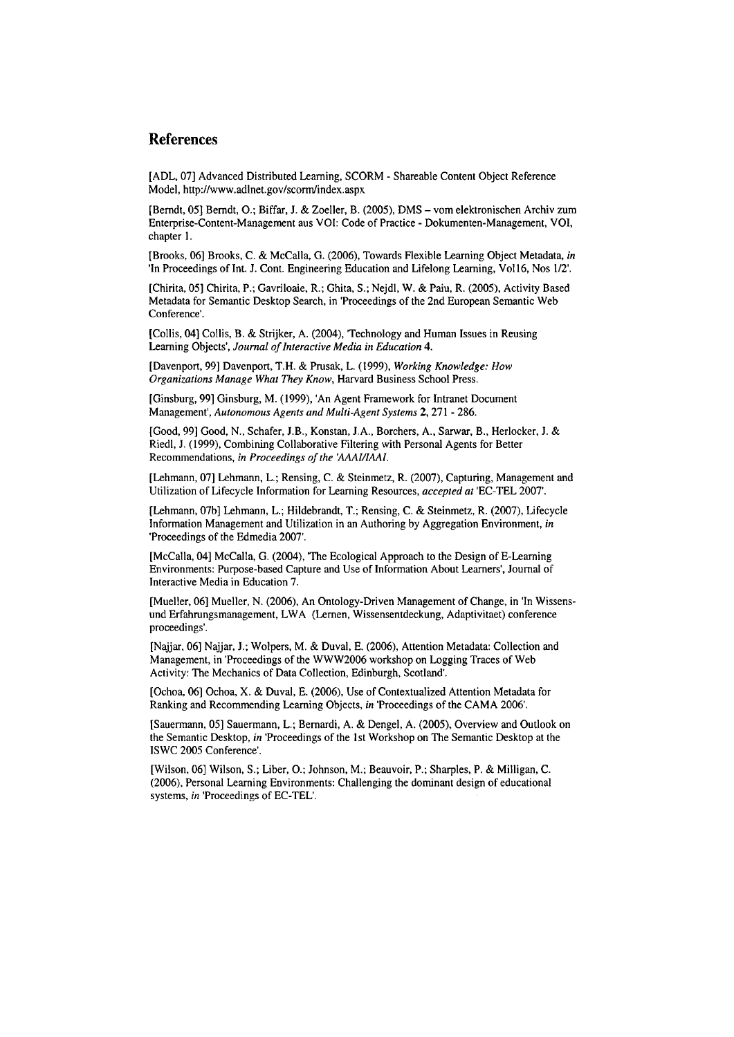## References

[ADL, 07] Advanced Distributed Learning, SCORM - Shareable Content Object Reference Model, http://www.adlnet.gov/scorm/index.aspx

[Berndt, 05] Berndt, O.; Biffar, J. & Zoeller, B. (2005), DMS – vom elektronischen Archiv zum Enterprise-Content-Management aus VOI: Code of Practice - Dokumenten-Management, VOI, chapter 1.

[Brooks, 06] Brooks, C. & McCalla, G. (2006), Towards Flexible Learning Object Metadata, *in* 'In Proceedings of Int. J. Cont. Engineering Education and Lifelong Learning, Vol16, Nos 1/2'.

[Chirita, 05] Chirita, P.; Gavriloaie, R.; Ghita, S.; Nejdl, W. & Paiu, R. (2005), Activity Based Metadata for Semantic Desktop Search, in 'Proceedings of the 2nd European Semantic Web Conference'.

[Collis, 04] Collis, B. & Strijker, A. (2004), 'Technology and Human Issues in Reusing Learning Objects', *Journal of Interactive Media in Education* **4**.

[Davenport, 99] Davenport, T.H. & Prusak, L. (1999), *Working Knowledge: How Organizations Manage What They Know*, Harvard Business School Press.

[Ginsburg, 99] Ginsburg, M. (1999), 'An Agent Framework for Intranet Document Management', *Autonomous Agents and Multi-Agent Systems* **2**, 271 - 286.

[Good, 99] Good, N., Schafer, J.B., Konstan, J.A., Borchers, A., Sarwar, B., Herlocker, J. & Riedl, J. (1999), Combining Collaborative Filtering with Personal Agents for Better Recommendations, *in Proceedings of the 'AAAI/IAAI*.

[Lehmann, 07] Lehmann, L.; Rensing, C. & Steinmetz, R. (2007), Capturing, Management and Utilization of Lifecycle Information for Learning Resources, *accepted at* 'EC-TEL 2007'.

[Lehmann, 07b] Lehmann, L.; Hildebrandt, T.; Rensing, C. & Steinmetz, R. (2007), Lifecycle Information Management and Utilization in an Authoring by Aggregation Environment, *in* 'Proceedings of the Edmedia 2007'.

[McCalla, 04] McCalla, G. (2004), 'The Ecological Approach to the Design of E-Learning Environments: Purpose-based Capture and Use of Information About Learners', Journal of Interactive Media in Education 7.

[Mueller, 06] Mueller, N. (2006), An Ontology-Driven Management of Change, in 'In Wissens- und Erfahrungsmanagement, LWA (Lernen, Wissensentdeckung, Adaptivitaet) conference proceedings'.

[Najjar, 06] Najjar, J.; Wolpers, M. & Duval, E. (2006), Attention Metadata: Collection and Management, in 'Proceedings of the WWW2006 workshop on Logging Traces of Web Activity: The Mechanics of Data Collection, Edinburgh, Scotland'.

[Ochoa, 06] Ochoa, X. & Duval, E. (2006), Use of Contextualized Attention Metadata for Ranking and Recommending Learning Objects, *in* 'Proceedings of the CAMA 2006'.

[Sauermann, 05] Sauermann, L.; Bernardi, A. & Dengel, A. (2005), Overview and Outlook on the Semantic Desktop, *in* 'Proceedings of the 1st Workshop on The Semantic Desktop at the ISWC 2005 Conference'.

[Wilson, 06] Wilson, S.; Liber, O.; Johnson, M.; Beauvoir, P.; Sharples, P. & Milligan, C. (2006), Personal Learning Environments: Challenging the dominant design of educational systems, *in* 'Proceedings of EC-TEL'.